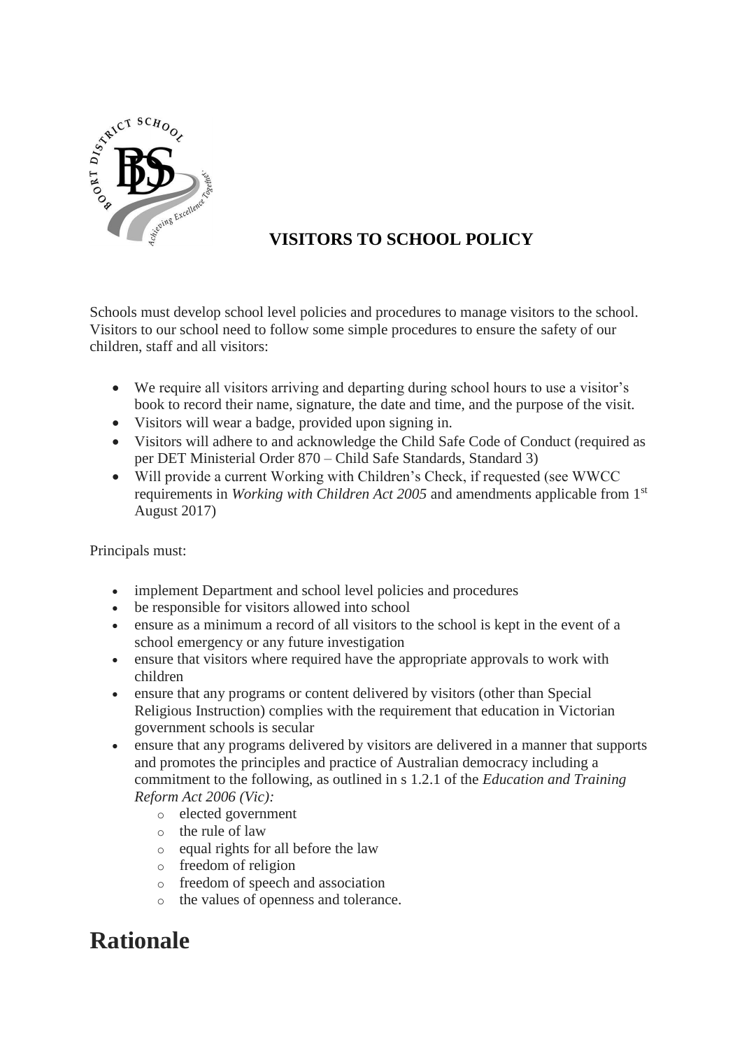# VISITORS TO SCHOOL POLICY

Schools must develop school level policies and procedures to manage visitors to the school. Visitors to our school need to follow some simple procedures to ensure the safety of our children, staff and all visitors:

- We require all visitors arriving and departing during school hours to use a visitor's book to record their name, signature, the date and time, and the purpose of the visit.
- Visitors will wear a badge, provided upon signing in.
- Visitors will adhere to and acknowledge the Child Safe Code of Conduct (required as per DET Ministerial Order 870 – Child Safe Standards, Standard 3)
- Will provide a current Working with Children's Check, if requested (see WWCC requirements in *Working with Children Act 2005* and amendments applicable from 1st August 2017)

Principals must:

- implement Department and school level policies and procedures
- be responsible for visitors allowed into school
- ensure as a minimum a record of all visitors to the school is kept in the event of a school emergency or any future investigation
- ensure that visitors where required have the appropriate approvals to work with children
- ensure that any programs or content delivered by visitors (other than Special Religious Instruction) complies with the requirement that education in Victorian government schools is secular
- ensure that any programs delivered by visitors are delivered in a manner that supports and promotes the principles and practice of Australian democracy including a commitment to the following, as outlined in s 1.2.1 of the *Education and Training Reform Act 2006 (Vic):*
  - elected government
  - the rule of law
  - equal rights for all before the law
  - freedom of religion
  - freedom of speech and association
  - the values of openness and tolerance.

# Rationale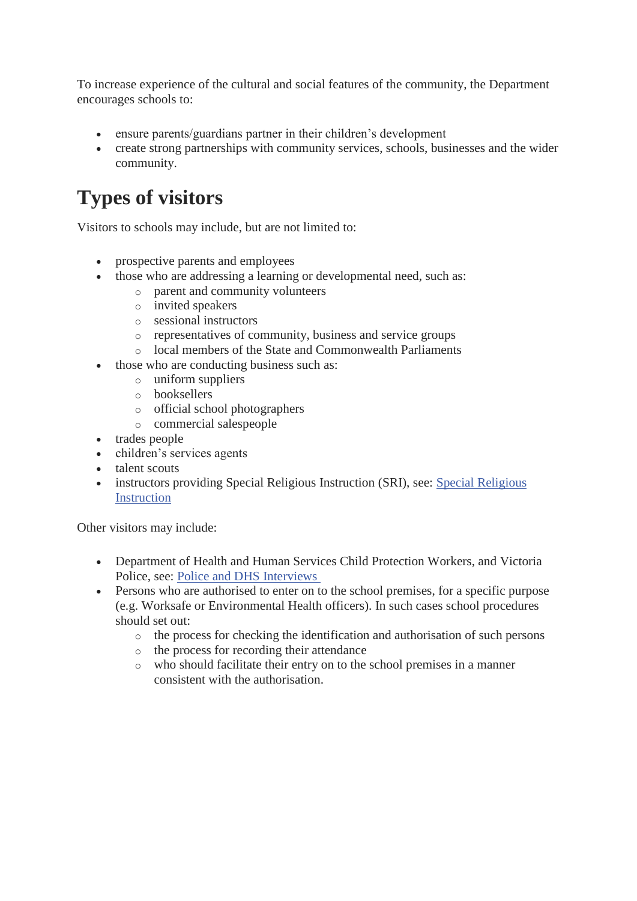To increase experience of the cultural and social features of the community, the Department encourages schools to:

- ensure parents/guardians partner in their children's development
- create strong partnerships with community services, schools, businesses and the wider community.

# Types of visitors

Visitors to schools may include, but are not limited to:

- prospective parents and employees
- those who are addressing a learning or developmental need, such as:
  - parent and community volunteers
  - invited speakers
  - sessional instructors
  - representatives of community, business and service groups
  - local members of the State and Commonwealth Parliaments
- those who are conducting business such as:
  - uniform suppliers
  - booksellers
  - official school photographers
  - commercial salespeople
- trades people
- children's services agents
- talent scouts
- instructors providing Special Religious Instruction (SRI), see: [Special Religious Instruction]

Other visitors may include:

- Department of Health and Human Services Child Protection Workers, and Victoria Police, see: [Police and DHS Interviews]
- Persons who are authorised to enter on to the school premises, for a specific purpose (e.g. Worksafe or Environmental Health officers). In such cases school procedures should set out:
  - the process for checking the identification and authorisation of such persons
  - the process for recording their attendance
  - who should facilitate their entry on to the school premises in a manner consistent with the authorisation.